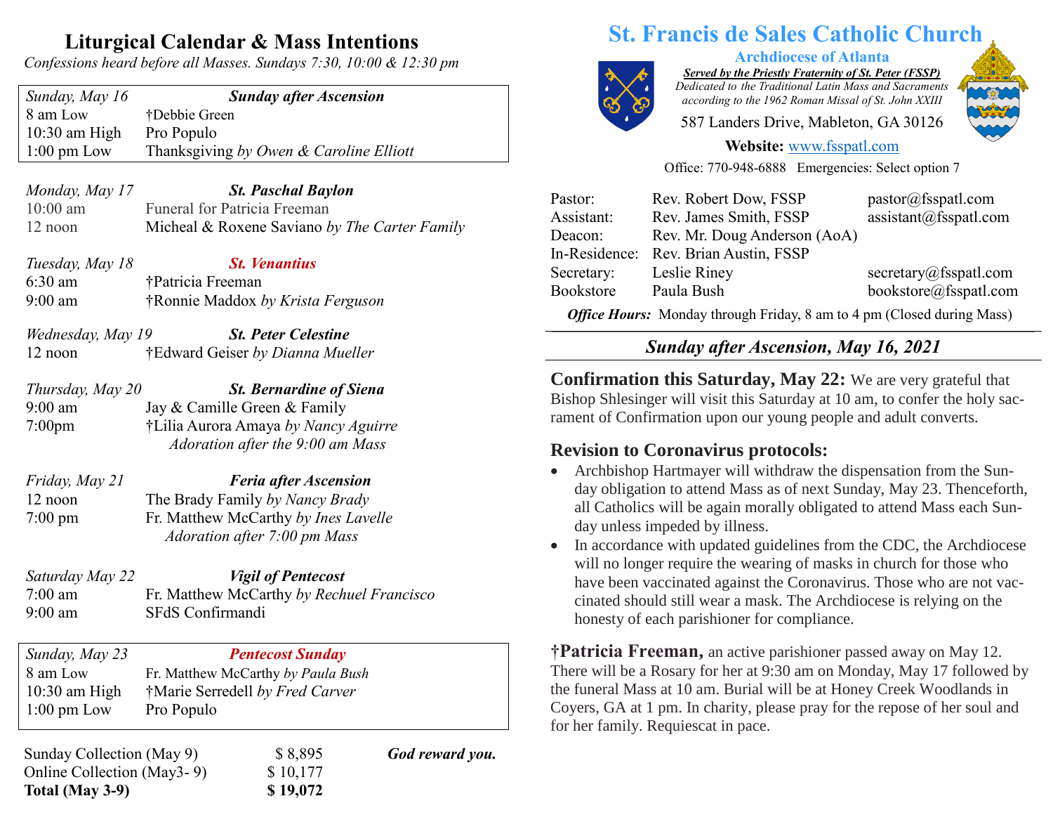# Liturgical Calendar & Mass Intentions

*Confessions heard before all Masses. Sundays 7:30, 10:00 & 12:30 pm*

| *Sunday, May 16* | ***Sunday after Ascension*** |
|---|---|
| 8 am Low | †Debbie Green |
| 10:30 am High | Pro Populo |
| 1:00 pm Low | Thanksgiving *by Owen & Caroline Elliott* |

*Monday, May 17* — ***St. Paschal Baylon***

| | |
|---|---|
| 10:00 am | Funeral for Patricia Freeman |
| 12 noon | Micheal & Roxene Saviano *by The Carter Family* |

*Tuesday, May 18* — ***St. Venantius***

| | |
|---|---|
| 6:30 am | †Patricia Freeman |
| 9:00 am | †Ronnie Maddox *by Krista Ferguson* |

*Wednesday, May 19* — ***St. Peter Celestine***

| | |
|---|---|
| 12 noon | †Edward Geiser *by Dianna Mueller* |

*Thursday, May 20* — ***St. Bernardine of Siena***

| | |
|---|---|
| 9:00 am | Jay & Camille Green & Family |
| 7:00pm | †Lilia Aurora Amaya *by Nancy Aguirre* |

*Adoration after the 9:00 am Mass*

*Friday, May 21* — ***Feria after Ascension***

| | |
|---|---|
| 12 noon | The Brady Family *by Nancy Brady* |
| 7:00 pm | Fr. Matthew McCarthy *by Ines Lavelle* |

*Adoration after 7:00 pm Mass*

*Saturday May 22* — ***Vigil of Pentecost***

| | |
|---|---|
| 7:00 am | Fr. Matthew McCarthy *by Rechuel Francisco* |
| 9:00 am | SFdS Confirmandi |

| *Sunday, May 23* | ***Pentecost Sunday*** |
|---|---|
| 8 am Low | Fr. Matthew McCarthy *by Paula Bush* |
| 10:30 am High | †Marie Serredell *by Fred Carver* |
| 1:00 pm Low | Pro Populo |

| | | |
|---|---|---|
| Sunday Collection (May 9) | $ 8,895 | ***God reward you.*** |
| Online Collection (May3- 9) | $ 10,177 | |
| **Total (May 3-9)** | **$ 19,072** | |

# St. Francis de Sales Catholic Church

**Archdiocese of Atlanta**

***Served by the Priestly Fraternity of St. Peter (FSSP)***

*Dedicated to the Traditional Latin Mass and Sacraments according to the 1962 Roman Missal of St. John XXIII*

587 Landers Drive, Mableton, GA 30126

**Website:** www.fsspatl.com

Office: 770-948-6888 Emergencies: Select option 7

| | | |
|---|---|---|
| Pastor: | Rev. Robert Dow, FSSP | pastor@fsspatl.com |
| Assistant: | Rev. James Smith, FSSP | assistant@fsspatl.com |
| Deacon: | Rev. Mr. Doug Anderson (AoA) | |
| In-Residence: | Rev. Brian Austin, FSSP | |
| Secretary: | Leslie Riney | secretary@fsspatl.com |
| Bookstore | Paula Bush | bookstore@fsspatl.com |

***Office Hours:*** Monday through Friday, 8 am to 4 pm (Closed during Mass)

## *Sunday after Ascension, May 16, 2021*

**Confirmation this Saturday, May 22:** We are very grateful that Bishop Shlesinger will visit this Saturday at 10 am, to confer the holy sacrament of Confirmation upon our young people and adult converts.

### Revision to Coronavirus protocols:

- Archbishop Hartmayer will withdraw the dispensation from the Sunday obligation to attend Mass as of next Sunday, May 23. Thenceforth, all Catholics will be again morally obligated to attend Mass each Sunday unless impeded by illness.
- In accordance with updated guidelines from the CDC, the Archdiocese will no longer require the wearing of masks in church for those who have been vaccinated against the Coronavirus. Those who are not vaccinated should still wear a mask. The Archdiocese is relying on the honesty of each parishioner for compliance.

**†Patricia Freeman,** an active parishioner passed away on May 12. There will be a Rosary for her at 9:30 am on Monday, May 17 followed by the funeral Mass at 10 am. Burial will be at Honey Creek Woodlands in Coyers, GA at 1 pm. In charity, please pray for the repose of her soul and for her family. Requiescat in pace.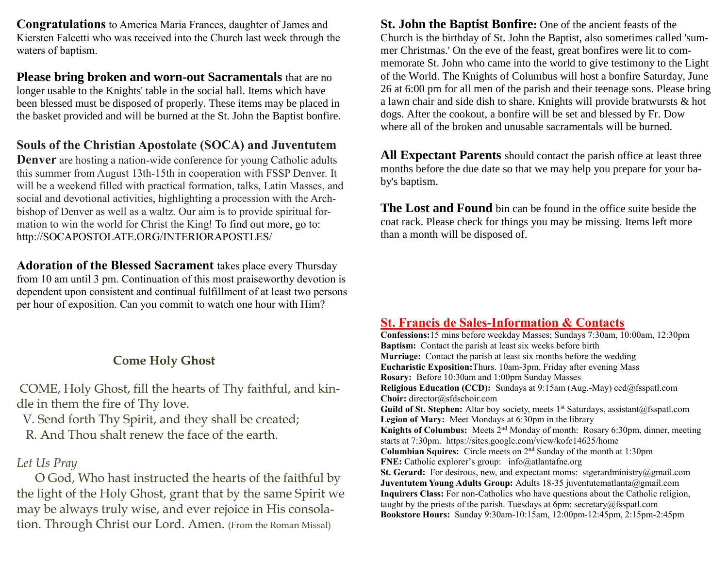**Congratulations** to America Maria Frances, daughter of James and Kiersten Falcetti who was received into the Church last week through the waters of baptism.

**Please bring broken and worn-out Sacramentals** that are no longer usable to the Knights' table in the social hall. Items which have been blessed must be disposed of properly. These items may be placed in the basket provided and will be burned at the St. John the Baptist bonfire.

**Souls of the Christian Apostolate (SOCA) and Juventutem Denver** are hosting a nation-wide conference for young Catholic adults this summer from August 13th-15th in cooperation with FSSP Denver. It will be a weekend filled with practical formation, talks, Latin Masses, and social and devotional activities, highlighting a procession with the Archbishop of Denver as well as a waltz. Our aim is to provide spiritual formation to win the world for Christ the King! To find out more, go to: http://SOCAPOSTOLATE.ORG/INTERIORAPOSTLES/

**Adoration of the Blessed Sacrament** takes place every Thursday from 10 am until 3 pm. Continuation of this most praiseworthy devotion is dependent upon consistent and continual fulfillment of at least two persons per hour of exposition. Can you commit to watch one hour with Him?

### Come Holy Ghost

COME, Holy Ghost, fill the hearts of Thy faithful, and kindle in them the fire of Thy love.

V. Send forth Thy Spirit, and they shall be created;

R. And Thou shalt renew the face of the earth.

*Let Us Pray*

O God, Who hast instructed the hearts of the faithful by the light of the Holy Ghost, grant that by the same Spirit we may be always truly wise, and ever rejoice in His consolation. Through Christ our Lord. Amen. (From the Roman Missal)

**St. John the Baptist Bonfire:** One of the ancient feasts of the Church is the birthday of St. John the Baptist, also sometimes called 'summer Christmas.' On the eve of the feast, great bonfires were lit to commemorate St. John who came into the world to give testimony to the Light of the World. The Knights of Columbus will host a bonfire Saturday, June 26 at 6:00 pm for all men of the parish and their teenage sons. Please bring a lawn chair and side dish to share. Knights will provide bratwursts & hot dogs. After the cookout, a bonfire will be set and blessed by Fr. Dow where all of the broken and unusable sacramentals will be burned.

**All Expectant Parents** should contact the parish office at least three months before the due date so that we may help you prepare for your baby's baptism.

**The Lost and Found** bin can be found in the office suite beside the coat rack. Please check for things you may be missing. Items left more than a month will be disposed of.

## St. Francis de Sales-Information & Contacts

**Confessions:** 15 mins before weekday Masses; Sundays 7:30am, 10:00am, 12:30pm
**Baptism:** Contact the parish at least six weeks before birth
**Marriage:** Contact the parish at least six months before the wedding
**Eucharistic Exposition:** Thurs. 10am-3pm, Friday after evening Mass
**Rosary:** Before 10:30am and 1:00pm Sunday Masses
**Religious Education (CCD):** Sundays at 9:15am (Aug.-May) ccd@fsspatl.com
**Choir:** director@sfdschoir.com
**Guild of St. Stephen:** Altar boy society, meets 1st Saturdays, assistant@fsspatl.com
**Legion of Mary:** Meet Mondays at 6:30pm in the library
**Knights of Columbus:** Meets 2nd Monday of month: Rosary 6:30pm, dinner, meeting starts at 7:30pm. https://sites.google.com/view/kofc14625/home
**Columbian Squires:** Circle meets on 2nd Sunday of the month at 1:30pm
**FNE:** Catholic explorer's group: info@atlantafne.org
**St. Gerard:** For desirous, new, and expectant moms: stgerardministry@gmail.com
**Juventutem Young Adults Group:** Adults 18-35 juventutematlanta@gmail.com
**Inquirers Class:** For non-Catholics who have questions about the Catholic religion, taught by the priests of the parish. Tuesdays at 6pm: secretary@fsspatl.com
**Bookstore Hours:** Sunday 9:30am-10:15am, 12:00pm-12:45pm, 2:15pm-2:45pm